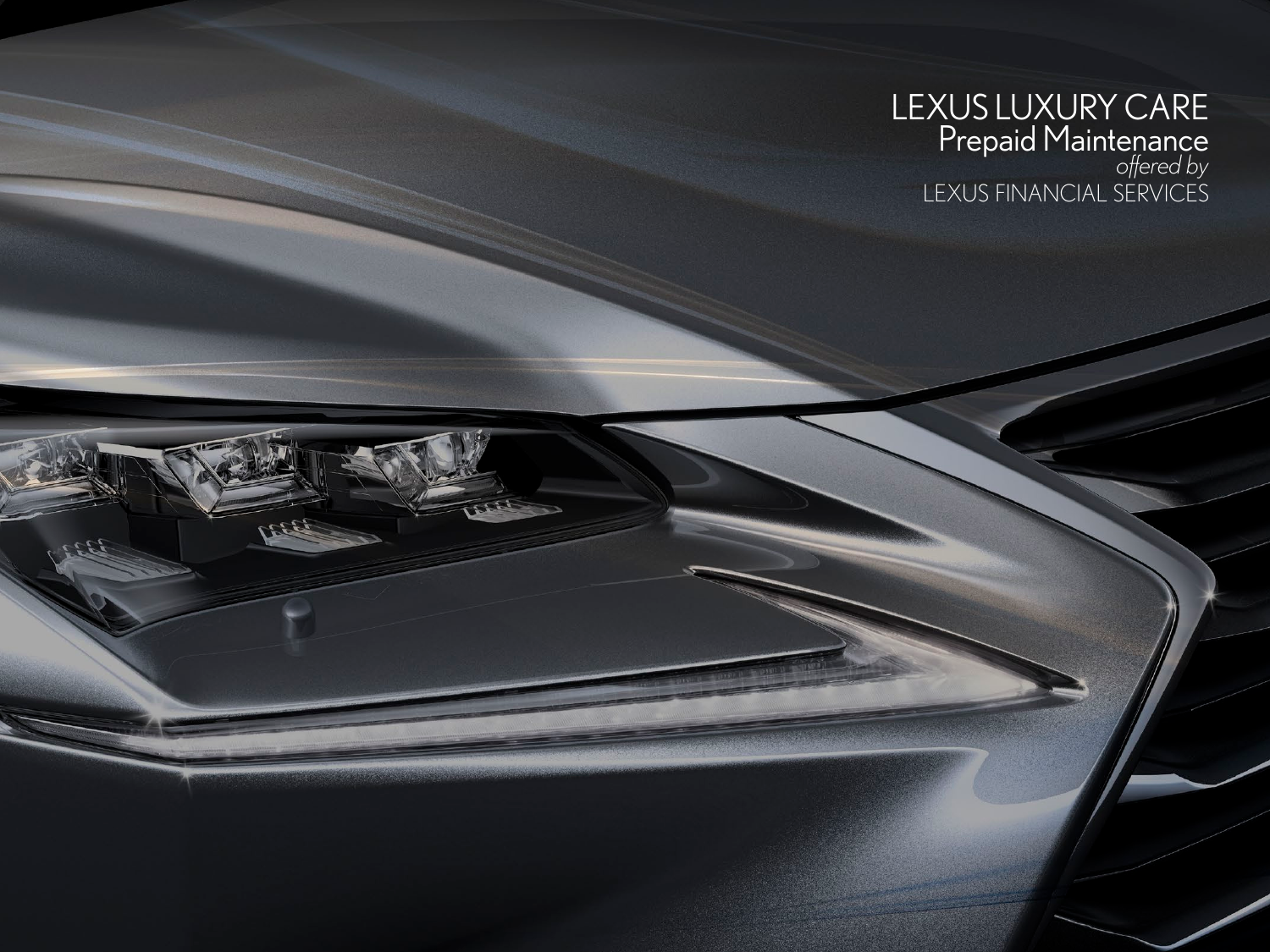# LEXUS LUXURY CARE

## Prepaid Maintenance

*offered by*

LEXUS FINANCIAL SERVICES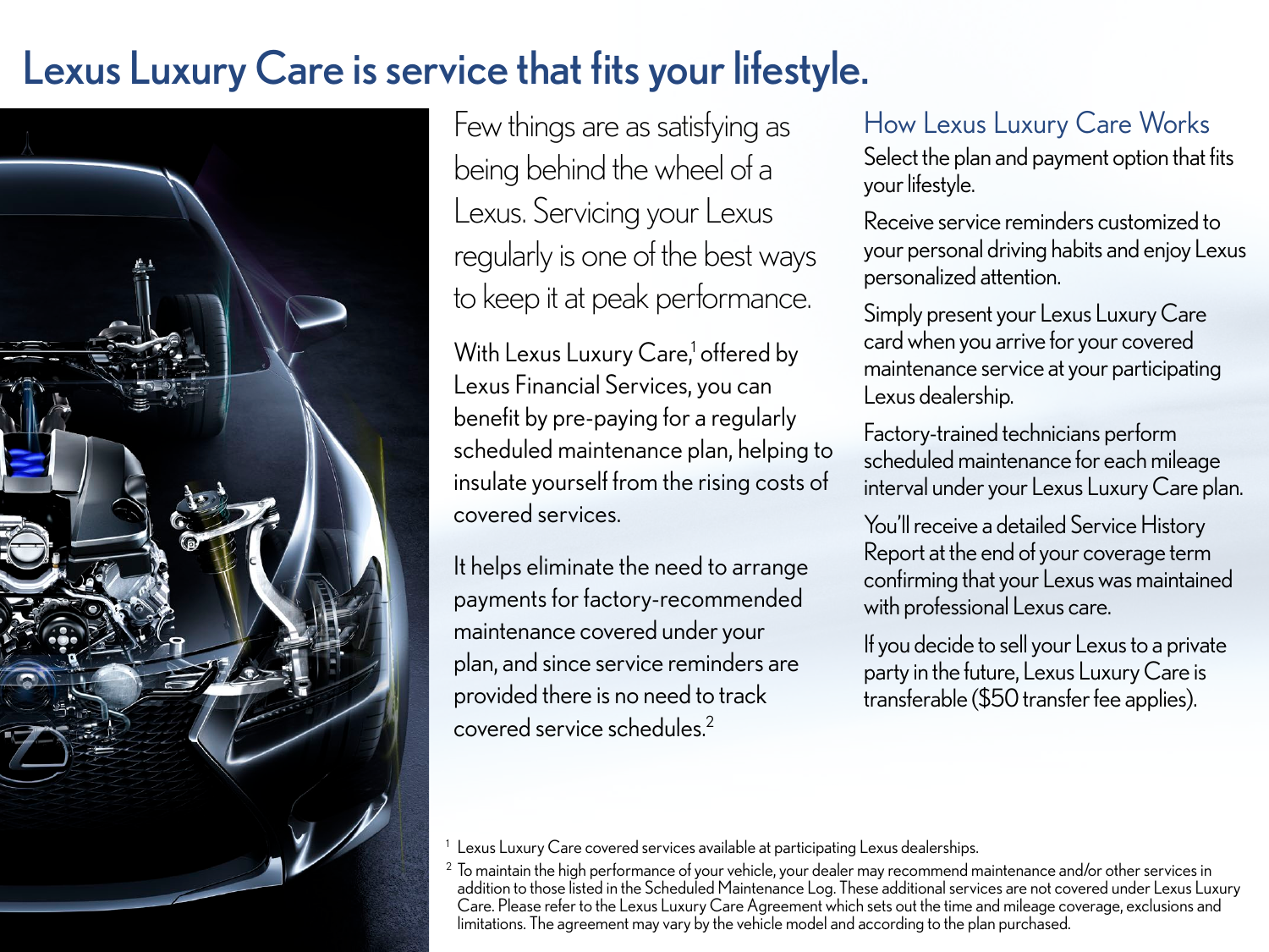# Lexus Luxury Care is service that fits your lifestyle.

Few things are as satisfying as being behind the wheel of a Lexus. Servicing your Lexus regularly is one of the best ways to keep it at peak performance.

With Lexus Luxury Care,[1] offered by Lexus Financial Services, you can benefit by pre-paying for a regularly scheduled maintenance plan, helping to insulate yourself from the rising costs of covered services.

It helps eliminate the need to arrange payments for factory-recommended maintenance covered under your plan, and since service reminders are provided there is no need to track covered service schedules.[2]

## How Lexus Luxury Care Works

Select the plan and payment option that fits your lifestyle.

Receive service reminders customized to your personal driving habits and enjoy Lexus personalized attention.

Simply present your Lexus Luxury Care card when you arrive for your covered maintenance service at your participating Lexus dealership.

Factory-trained technicians perform scheduled maintenance for each mileage interval under your Lexus Luxury Care plan.

You'll receive a detailed Service History Report at the end of your coverage term confirming that your Lexus was maintained with professional Lexus care.

If you decide to sell your Lexus to a private party in the future, Lexus Luxury Care is transferable ($50 transfer fee applies).

[1] Lexus Luxury Care covered services available at participating Lexus dealerships.

[2] To maintain the high performance of your vehicle, your dealer may recommend maintenance and/or other services in addition to those listed in the Scheduled Maintenance Log. These additional services are not covered under Lexus Luxury Care. Please refer to the Lexus Luxury Care Agreement which sets out the time and mileage coverage, exclusions and limitations. The agreement may vary by the vehicle model and according to the plan purchased.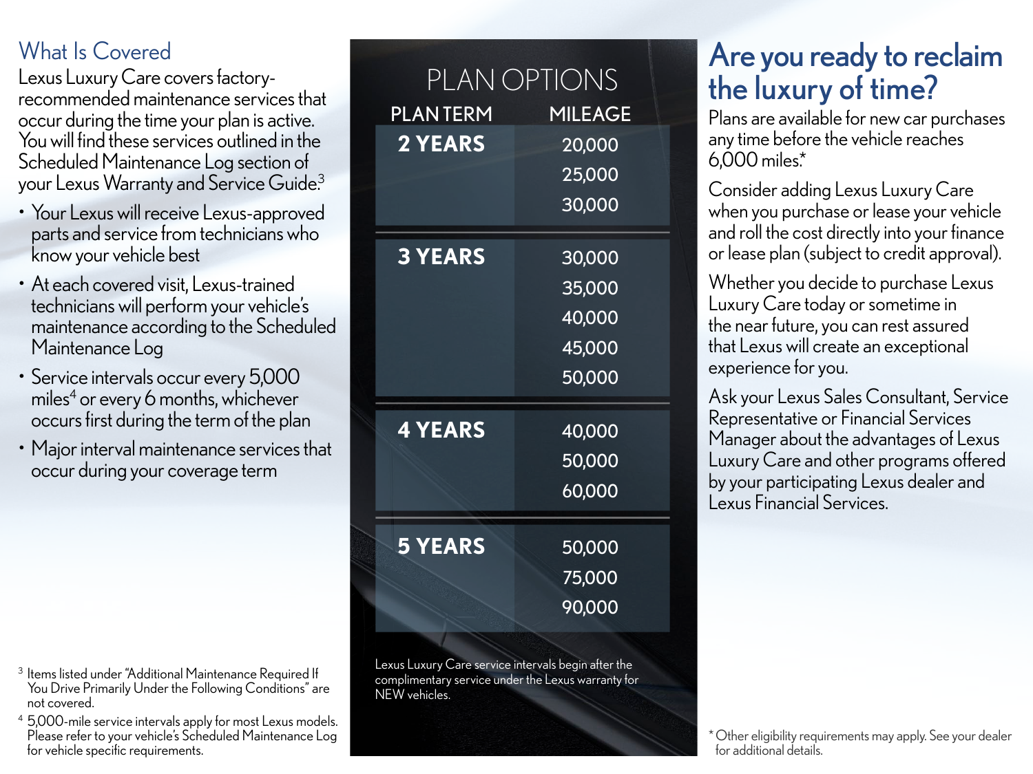## What Is Covered

Lexus Luxury Care covers factory-recommended maintenance services that occur during the time your plan is active. You will find these services outlined in the Scheduled Maintenance Log section of your Lexus Warranty and Service Guide.[3]

- Your Lexus will receive Lexus-approved parts and service from technicians who know your vehicle best
- At each covered visit, Lexus-trained technicians will perform your vehicle's maintenance according to the Scheduled Maintenance Log
- Service intervals occur every 5,000 miles[4] or every 6 months, whichever occurs first during the term of the plan
- Major interval maintenance services that occur during your coverage term

[3] Items listed under "Additional Maintenance Required If You Drive Primarily Under the Following Conditions" are not covered.

[4] 5,000-mile service intervals apply for most Lexus models. Please refer to your vehicle's Scheduled Maintenance Log for vehicle specific requirements.

## PLAN OPTIONS

| PLAN TERM | MILEAGE |
|---|---|
| **2 YEARS** | 20,000 |
| | 25,000 |
| | 30,000 |
| **3 YEARS** | 30,000 |
| | 35,000 |
| | 40,000 |
| | 45,000 |
| | 50,000 |
| **4 YEARS** | 40,000 |
| | 50,000 |
| | 60,000 |
| **5 YEARS** | 50,000 |
| | 75,000 |
| | 90,000 |

Lexus Luxury Care service intervals begin after the complimentary service under the Lexus warranty for NEW vehicles.

# Are you ready to reclaim the luxury of time?

Plans are available for new car purchases any time before the vehicle reaches 6,000 miles.*

Consider adding Lexus Luxury Care when you purchase or lease your vehicle and roll the cost directly into your finance or lease plan (subject to credit approval).

Whether you decide to purchase Lexus Luxury Care today or sometime in the near future, you can rest assured that Lexus will create an exceptional experience for you.

Ask your Lexus Sales Consultant, Service Representative or Financial Services Manager about the advantages of Lexus Luxury Care and other programs offered by your participating Lexus dealer and Lexus Financial Services.

*Other eligibility requirements may apply. See your dealer for additional details.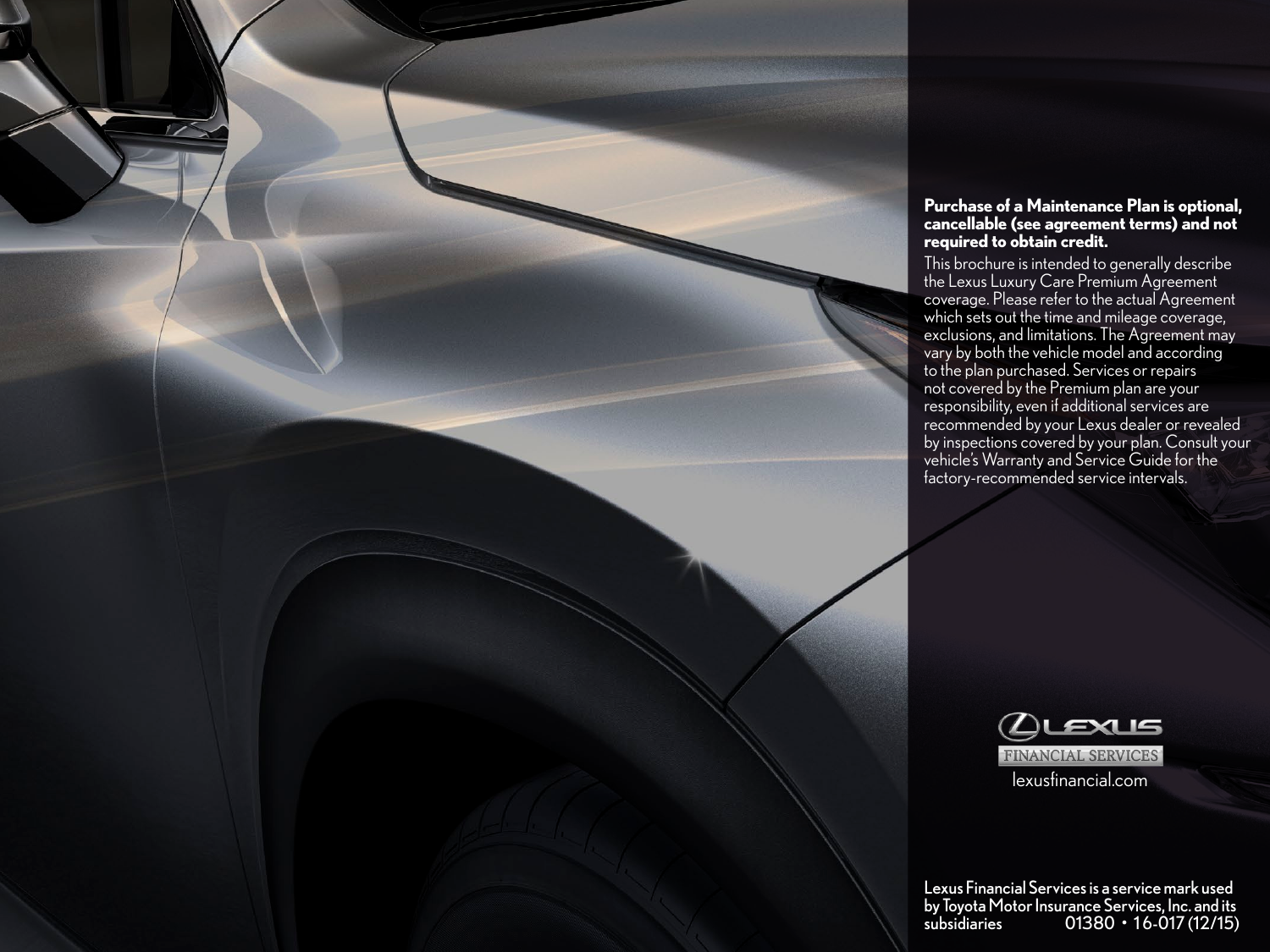**Purchase of a Maintenance Plan is optional, cancellable (see agreement terms) and not required to obtain credit.**

This brochure is intended to generally describe the Lexus Luxury Care Premium Agreement coverage. Please refer to the actual Agreement which sets out the time and mileage coverage, exclusions, and limitations. The Agreement may vary by both the vehicle model and according to the plan purchased. Services or repairs not covered by the Premium plan are your responsibility, even if additional services are recommended by your Lexus dealer or revealed by inspections covered by your plan. Consult your vehicle's Warranty and Service Guide for the factory-recommended service intervals.

LEXUS FINANCIAL SERVICES

lexusfinancial.com

Lexus Financial Services is a service mark used by Toyota Motor Insurance Services, Inc. and its subsidiaries 01380 • 16-017 (12/15)